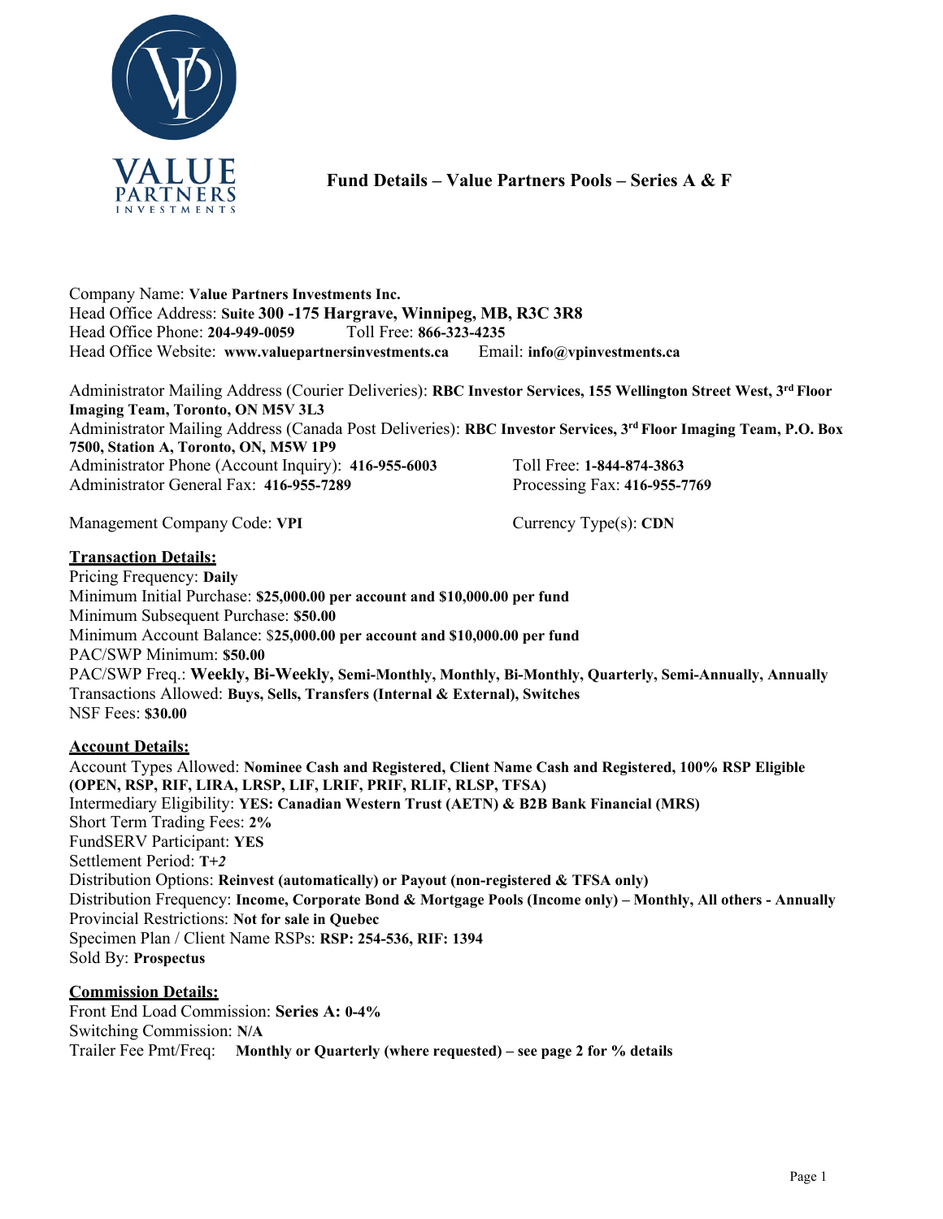# Fund Details – Value Partners Pools – Series A & F

Company Name: **Value Partners Investments Inc.**
Head Office Address: **Suite 300 -175 Hargrave, Winnipeg, MB, R3C 3R8**
Head Office Phone: **204-949-0059** Toll Free: **866-323-4235**
Head Office Website: **www.valuepartnersinvestments.ca** Email: **info@vpinvestments.ca**

Administrator Mailing Address (Courier Deliveries): **RBC Investor Services, 155 Wellington Street West, 3rd Floor Imaging Team, Toronto, ON M5V 3L3**
Administrator Mailing Address (Canada Post Deliveries): **RBC Investor Services, 3rd Floor Imaging Team, P.O. Box 7500, Station A, Toronto, ON, M5W 1P9**
Administrator Phone (Account Inquiry): **416-955-6003** Toll Free: **1-844-874-3863**
Administrator General Fax: **416-955-7289** Processing Fax: **416-955-7769**

Management Company Code: **VPI** Currency Type(s): **CDN**

## Transaction Details:

Pricing Frequency: **Daily**
Minimum Initial Purchase: **$25,000.00 per account and $10,000.00 per fund**
Minimum Subsequent Purchase: **$50.00**
Minimum Account Balance: $**25,000.00 per account and $10,000.00 per fund**
PAC/SWP Minimum: **$50.00**
PAC/SWP Freq.: **Weekly, Bi-Weekly, Semi-Monthly, Monthly, Bi-Monthly, Quarterly, Semi-Annually, Annually**
Transactions Allowed: **Buys, Sells, Transfers (Internal & External), Switches**
NSF Fees: **$30.00**

## Account Details:

Account Types Allowed: **Nominee Cash and Registered, Client Name Cash and Registered, 100% RSP Eligible (OPEN, RSP, RIF, LIRA, LRSP, LIF, LRIF, PRIF, RLIF, RLSP, TFSA)**
Intermediary Eligibility: **YES: Canadian Western Trust (AETN) & B2B Bank Financial (MRS)**
Short Term Trading Fees: **2%**
FundSERV Participant: **YES**
Settlement Period: **T+*2***
Distribution Options: **Reinvest (automatically) or Payout (non-registered & TFSA only)**
Distribution Frequency: **Income, Corporate Bond & Mortgage Pools (Income only) – Monthly, All others - Annually**
Provincial Restrictions: **Not for sale in Quebec**
Specimen Plan / Client Name RSPs: **RSP: 254-536, RIF: 1394**
Sold By: **Prospectus**

## Commission Details:

Front End Load Commission: **Series A: 0-4%**
Switching Commission: **N/A**
Trailer Fee Pmt/Freq: **Monthly or Quarterly (where requested) – see page 2 for % details**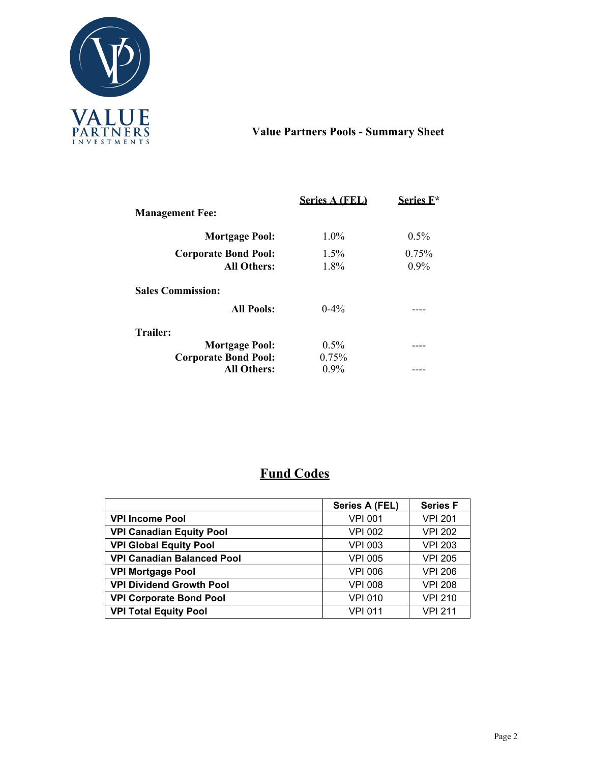VALUE PARTNERS INVESTMENTS

## Value Partners Pools - Summary Sheet

| | | Series A (FEL) | Series F* |
|---|---|---|---|
| **Management Fee:** | | | |
| | **Mortgage Pool:** | 1.0% | 0.5% |
| | **Corporate Bond Pool:** | 1.5% | 0.75% |
| | **All Others:** | 1.8% | 0.9% |
| **Sales Commission:** | | | |
| | **All Pools:** | 0-4% | ---- |
| **Trailer:** | | | |
| | **Mortgage Pool:** | 0.5% | ---- |
| | **Corporate Bond Pool:** | 0.75% | |
| | **All Others:** | 0.9% | ---- |

## Fund Codes

| | Series A (FEL) | Series F |
|---|---|---|
| **VPI Income Pool** | VPI 001 | VPI 201 |
| **VPI Canadian Equity Pool** | VPI 002 | VPI 202 |
| **VPI Global Equity Pool** | VPI 003 | VPI 203 |
| **VPI Canadian Balanced Pool** | VPI 005 | VPI 205 |
| **VPI Mortgage Pool** | VPI 006 | VPI 206 |
| **VPI Dividend Growth Pool** | VPI 008 | VPI 208 |
| **VPI Corporate Bond Pool** | VPI 010 | VPI 210 |
| **VPI Total Equity Pool** | VPI 011 | VPI 211 |